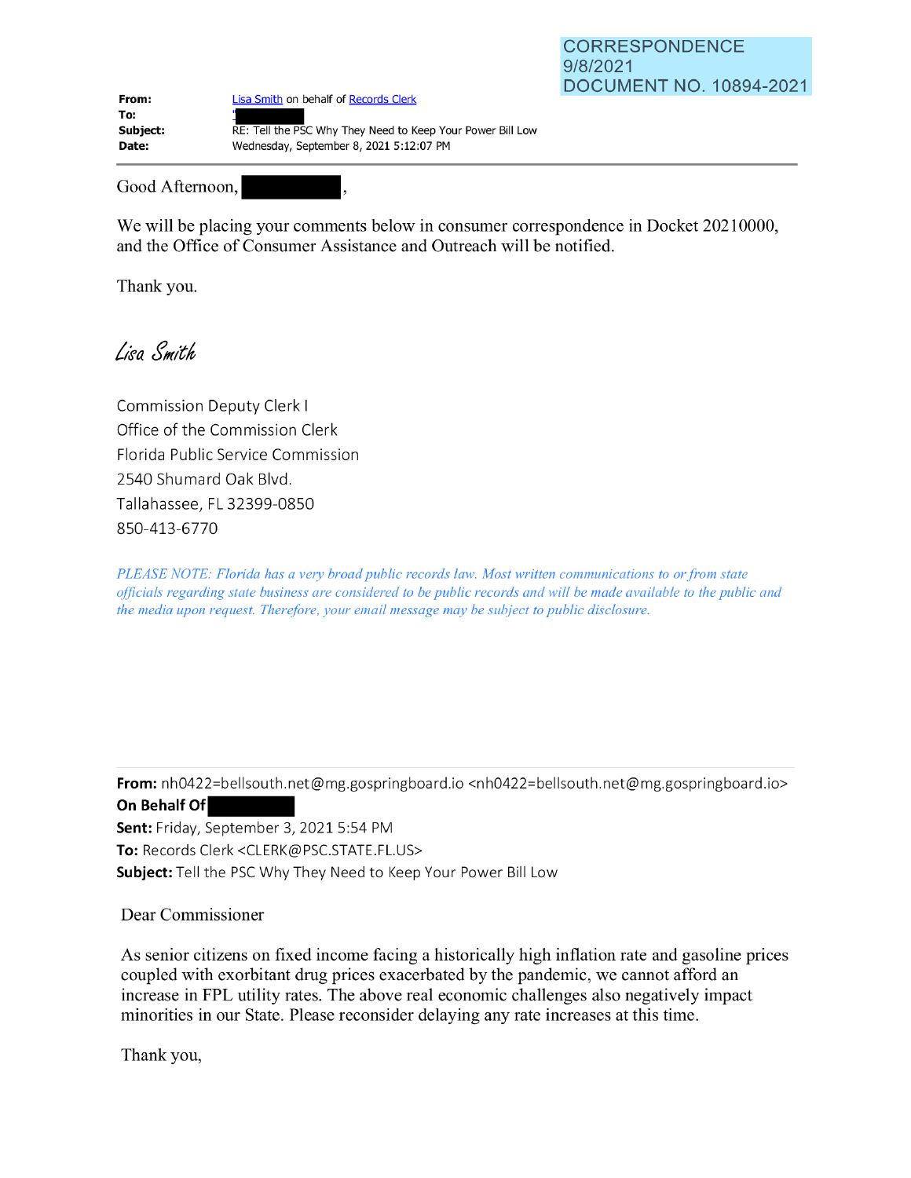CORRESPONDENCE
9/8/2021
DOCUMENT NO. 10894-2021

| | |
|---|---|
| **From:** | Lisa Smith on behalf of Records Clerk |
| **To:** | " |
| **Subject:** | RE: Tell the PSC Why They Need to Keep Your Power Bill Low |
| **Date:** | Wednesday, September 8, 2021 5:12:07 PM |

---

Good Afternoon, ,

We will be placing your comments below in consumer correspondence in Docket 20210000, and the Office of Consumer Assistance and Outreach will be notified.

Thank you.

*Lisa Smith*

Commission Deputy Clerk I
Office of the Commission Clerk
Florida Public Service Commission
2540 Shumard Oak Blvd.
Tallahassee, FL 32399-0850
850-413-6770

*PLEASE NOTE: Florida has a very broad public records law. Most written communications to or from state officials regarding state business are considered to be public records and will be made available to the public and the media upon request. Therefore, your email message may be subject to public disclosure.*

---

**From:** nh0422=bellsouth.net@mg.gospringboard.io <nh0422=bellsouth.net@mg.gospringboard.io>
**On Behalf Of**
**Sent:** Friday, September 3, 2021 5:54 PM
**To:** Records Clerk <CLERK@PSC.STATE.FL.US>
**Subject:** Tell the PSC Why They Need to Keep Your Power Bill Low

Dear Commissioner

As senior citizens on fixed income facing a historically high inflation rate and gasoline prices coupled with exorbitant drug prices exacerbated by the pandemic, we cannot afford an increase in FPL utility rates. The above real economic challenges also negatively impact minorities in our State. Please reconsider delaying any rate increases at this time.

Thank you,